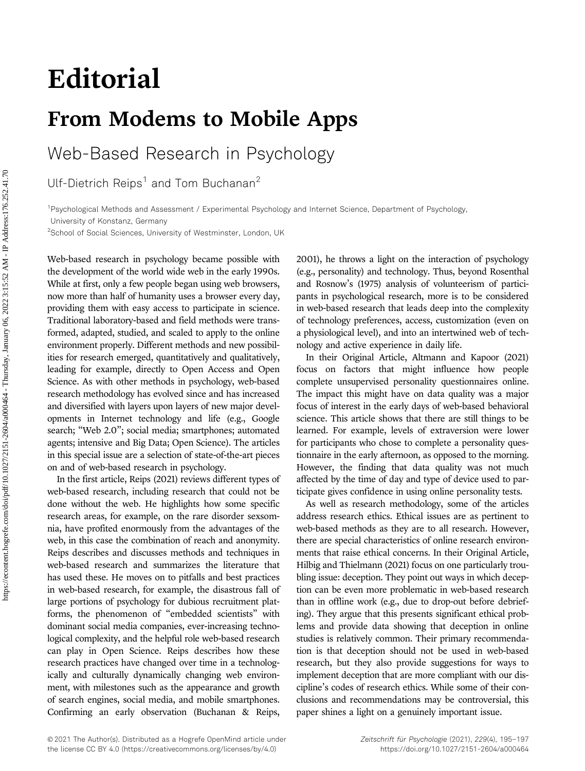# Editorial

## From Modems to Mobile Apps

### Web-Based Research in Psychology

Ulf-Dietrich Reips[1] and Tom Buchanan[2]

[1]Psychological Methods and Assessment / Experimental Psychology and Internet Science, Department of Psychology, University of Konstanz, Germany

[2]School of Social Sciences, University of Westminster, London, UK

Web-based research in psychology became possible with the development of the world wide web in the early 1990s. While at first, only a few people began using web browsers, now more than half of humanity uses a browser every day, providing them with easy access to participate in science. Traditional laboratory-based and field methods were transformed, adapted, studied, and scaled to apply to the online environment properly. Different methods and new possibilities for research emerged, quantitatively and qualitatively, leading for example, directly to Open Access and Open Science. As with other methods in psychology, web-based research methodology has evolved since and has increased and diversified with layers upon layers of new major developments in Internet technology and life (e.g., Google search; "Web 2.0"; social media; smartphones; automated agents; intensive and Big Data; Open Science). The articles in this special issue are a selection of state-of-the-art pieces on and of web-based research in psychology.

In the first article, Reips (2021) reviews different types of web-based research, including research that could not be done without the web. He highlights how some specific research areas, for example, on the rare disorder sexsomnia, have profited enormously from the advantages of the web, in this case the combination of reach and anonymity. Reips describes and discusses methods and techniques in web-based research and summarizes the literature that has used these. He moves on to pitfalls and best practices in web-based research, for example, the disastrous fall of large portions of psychology for dubious recruitment platforms, the phenomenon of "embedded scientists" with dominant social media companies, ever-increasing technological complexity, and the helpful role web-based research can play in Open Science. Reips describes how these research practices have changed over time in a technologically and culturally dynamically changing web environment, with milestones such as the appearance and growth of search engines, social media, and mobile smartphones. Confirming an early observation (Buchanan & Reips, 2001), he throws a light on the interaction of psychology (e.g., personality) and technology. Thus, beyond Rosenthal and Rosnow's (1975) analysis of volunteerism of participants in psychological research, more is to be considered in web-based research that leads deep into the complexity of technology preferences, access, customization (even on a physiological level), and into an intertwined web of technology and active experience in daily life.

In their Original Article, Altmann and Kapoor (2021) focus on factors that might influence how people complete unsupervised personality questionnaires online. The impact this might have on data quality was a major focus of interest in the early days of web-based behavioral science. This article shows that there are still things to be learned. For example, levels of extraversion were lower for participants who chose to complete a personality questionnaire in the early afternoon, as opposed to the morning. However, the finding that data quality was not much affected by the time of day and type of device used to participate gives confidence in using online personality tests.

As well as research methodology, some of the articles address research ethics. Ethical issues are as pertinent to web-based methods as they are to all research. However, there are special characteristics of online research environments that raise ethical concerns. In their Original Article, Hilbig and Thielmann (2021) focus on one particularly troubling issue: deception. They point out ways in which deception can be even more problematic in web-based research than in offline work (e.g., due to drop-out before debriefing). They argue that this presents significant ethical problems and provide data showing that deception in online studies is relatively common. Their primary recommendation is that deception should not be used in web-based research, but they also provide suggestions for ways to implement deception that are more compliant with our discipline's codes of research ethics. While some of their conclusions and recommendations may be controversial, this paper shines a light on a genuinely important issue.

© 2021 The Author(s). Distributed as a Hogrefe OpenMind article under the license CC BY 4.0 (https://creativecommons.org/licenses/by/4.0)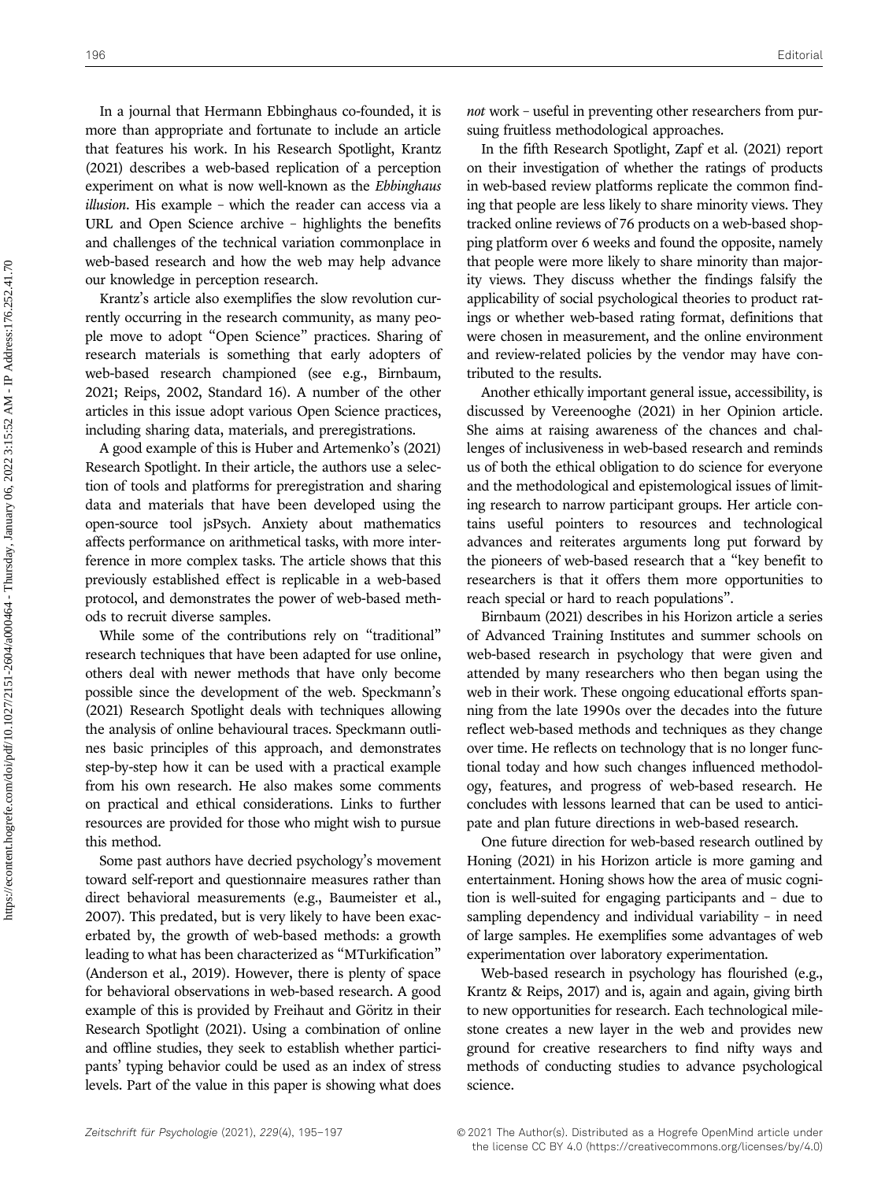In a journal that Hermann Ebbinghaus co-founded, it is more than appropriate and fortunate to include an article that features his work. In his Research Spotlight, Krantz (2021) describes a web-based replication of a perception experiment on what is now well-known as the *Ebbinghaus illusion*. His example – which the reader can access via a URL and Open Science archive – highlights the benefits and challenges of the technical variation commonplace in web-based research and how the web may help advance our knowledge in perception research.

Krantz's article also exemplifies the slow revolution currently occurring in the research community, as many people move to adopt "Open Science" practices. Sharing of research materials is something that early adopters of web-based research championed (see e.g., Birnbaum, 2021; Reips, 2002, Standard 16). A number of the other articles in this issue adopt various Open Science practices, including sharing data, materials, and preregistrations.

A good example of this is Huber and Artemenko's (2021) Research Spotlight. In their article, the authors use a selection of tools and platforms for preregistration and sharing data and materials that have been developed using the open-source tool jsPsych. Anxiety about mathematics affects performance on arithmetical tasks, with more interference in more complex tasks. The article shows that this previously established effect is replicable in a web-based protocol, and demonstrates the power of web-based methods to recruit diverse samples.

While some of the contributions rely on "traditional" research techniques that have been adapted for use online, others deal with newer methods that have only become possible since the development of the web. Speckmann's (2021) Research Spotlight deals with techniques allowing the analysis of online behavioural traces. Speckmann outlines basic principles of this approach, and demonstrates step-by-step how it can be used with a practical example from his own research. He also makes some comments on practical and ethical considerations. Links to further resources are provided for those who might wish to pursue this method.

Some past authors have decried psychology's movement toward self-report and questionnaire measures rather than direct behavioral measurements (e.g., Baumeister et al., 2007). This predated, but is very likely to have been exacerbated by, the growth of web-based methods: a growth leading to what has been characterized as "MTurkification" (Anderson et al., 2019). However, there is plenty of space for behavioral observations in web-based research. A good example of this is provided by Freihaut and Göritz in their Research Spotlight (2021). Using a combination of online and offline studies, they seek to establish whether participants' typing behavior could be used as an index of stress levels. Part of the value in this paper is showing what does *not* work – useful in preventing other researchers from pursuing fruitless methodological approaches.

In the fifth Research Spotlight, Zapf et al. (2021) report on their investigation of whether the ratings of products in web-based review platforms replicate the common finding that people are less likely to share minority views. They tracked online reviews of 76 products on a web-based shopping platform over 6 weeks and found the opposite, namely that people were more likely to share minority than majority views. They discuss whether the findings falsify the applicability of social psychological theories to product ratings or whether web-based rating format, definitions that were chosen in measurement, and the online environment and review-related policies by the vendor may have contributed to the results.

Another ethically important general issue, accessibility, is discussed by Vereenooghe (2021) in her Opinion article. She aims at raising awareness of the chances and challenges of inclusiveness in web-based research and reminds us of both the ethical obligation to do science for everyone and the methodological and epistemological issues of limiting research to narrow participant groups. Her article contains useful pointers to resources and technological advances and reiterates arguments long put forward by the pioneers of web-based research that a "key benefit to researchers is that it offers them more opportunities to reach special or hard to reach populations".

Birnbaum (2021) describes in his Horizon article a series of Advanced Training Institutes and summer schools on web-based research in psychology that were given and attended by many researchers who then began using the web in their work. These ongoing educational efforts spanning from the late 1990s over the decades into the future reflect web-based methods and techniques as they change over time. He reflects on technology that is no longer functional today and how such changes influenced methodology, features, and progress of web-based research. He concludes with lessons learned that can be used to anticipate and plan future directions in web-based research.

One future direction for web-based research outlined by Honing (2021) in his Horizon article is more gaming and entertainment. Honing shows how the area of music cognition is well-suited for engaging participants and – due to sampling dependency and individual variability – in need of large samples. He exemplifies some advantages of web experimentation over laboratory experimentation.

Web-based research in psychology has flourished (e.g., Krantz & Reips, 2017) and is, again and again, giving birth to new opportunities for research. Each technological milestone creates a new layer in the web and provides new ground for creative researchers to find nifty ways and methods of conducting studies to advance psychological science.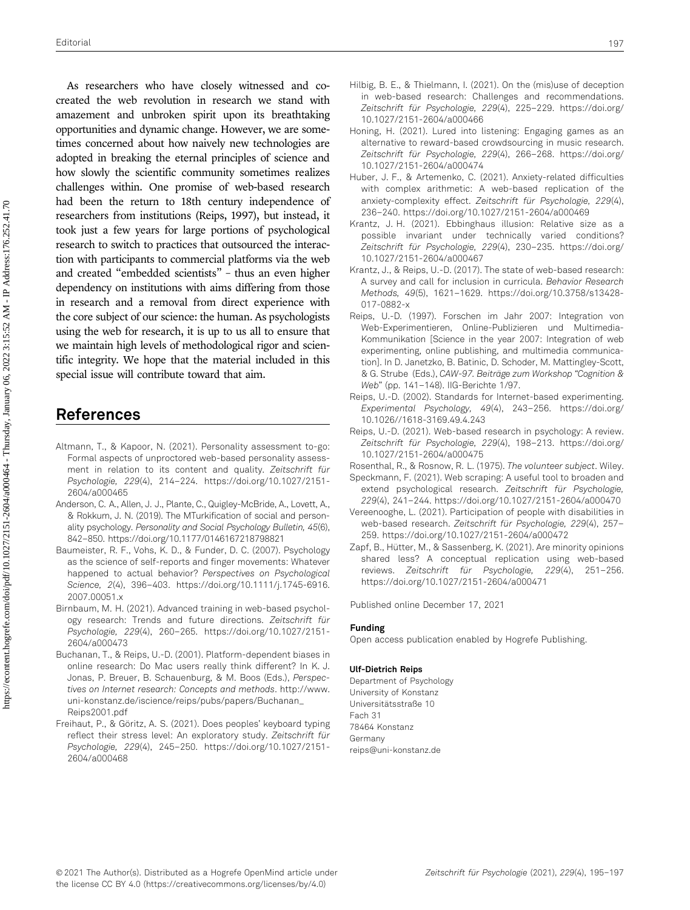As researchers who have closely witnessed and co-created the web revolution in research we stand with amazement and unbroken spirit upon its breathtaking opportunities and dynamic change. However, we are sometimes concerned about how naively new technologies are adopted in breaking the eternal principles of science and how slowly the scientific community sometimes realizes challenges within. One promise of web-based research had been the return to 18th century independence of researchers from institutions (Reips, 1997), but instead, it took just a few years for large portions of psychological research to switch to practices that outsourced the interaction with participants to commercial platforms via the web and created "embedded scientists" – thus an even higher dependency on institutions with aims differing from those in research and a removal from direct experience with the core subject of our science: the human. As psychologists using the web for research, it is up to us all to ensure that we maintain high levels of methodological rigor and scientific integrity. We hope that the material included in this special issue will contribute toward that aim.

## References

Altmann, T., & Kapoor, N. (2021). Personality assessment to-go: Formal aspects of unproctored web-based personality assessment in relation to its content and quality. *Zeitschrift für Psychologie, 229*(4), 214–224. https://doi.org/10.1027/2151-2604/a000465

Anderson, C. A., Allen, J. J., Plante, C., Quigley-McBride, A., Lovett, A., & Rokkum, J. N. (2019). The MTurkification of social and personality psychology. *Personality and Social Psychology Bulletin, 45*(6), 842–850. https://doi.org/10.1177/0146167218798821

Baumeister, R. F., Vohs, K. D., & Funder, D. C. (2007). Psychology as the science of self-reports and finger movements: Whatever happened to actual behavior? *Perspectives on Psychological Science, 2*(4), 396–403. https://doi.org/10.1111/j.1745-6916.2007.00051.x

Birnbaum, M. H. (2021). Advanced training in web-based psychology research: Trends and future directions. *Zeitschrift für Psychologie, 229*(4), 260–265. https://doi.org/10.1027/2151-2604/a000473

Buchanan, T., & Reips, U.-D. (2001). Platform-dependent biases in online research: Do Mac users really think different? In K. J. Jonas, P. Breuer, B. Schauenburg, & M. Boos (Eds.), *Perspectives on Internet research: Concepts and methods*. http://www.uni-konstanz.de/iscience/reips/pubs/papers/Buchanan_Reips2001.pdf

Freihaut, P., & Göritz, A. S. (2021). Does peoples' keyboard typing reflect their stress level: An exploratory study. *Zeitschrift für Psychologie, 229*(4), 245–250. https://doi.org/10.1027/2151-2604/a000468

Hilbig, B. E., & Thielmann, I. (2021). On the (mis)use of deception in web-based research: Challenges and recommendations. *Zeitschrift für Psychologie, 229*(4), 225–229. https://doi.org/10.1027/2151-2604/a000466

Honing, H. (2021). Lured into listening: Engaging games as an alternative to reward-based crowdsourcing in music research. *Zeitschrift für Psychologie, 229*(4), 266–268. https://doi.org/10.1027/2151-2604/a000474

Huber, J. F., & Artemenko, C. (2021). Anxiety-related difficulties with complex arithmetic: A web-based replication of the anxiety-complexity effect. *Zeitschrift für Psychologie, 229*(4), 236–240. https://doi.org/10.1027/2151-2604/a000469

Krantz, J. H. (2021). Ebbinghaus illusion: Relative size as a possible invariant under technically varied conditions? *Zeitschrift für Psychologie, 229*(4), 230–235. https://doi.org/10.1027/2151-2604/a000467

Krantz, J., & Reips, U.-D. (2017). The state of web-based research: A survey and call for inclusion in curricula. *Behavior Research Methods, 49*(5), 1621–1629. https://doi.org/10.3758/s13428-017-0882-x

Reips, U.-D. (1997). Forschen im Jahr 2007: Integration von Web-Experimentieren, Online-Publizieren und Multimedia-Kommunikation [Science in the year 2007: Integration of web experimenting, online publishing, and multimedia communication]. In D. Janetzko, B. Batinic, D. Schoder, M. Mattingley-Scott, & G. Strube (Eds.), *CAW-97. Beiträge zum Workshop "Cognition & Web"* (pp. 141–148). IIG-Berichte 1/97.

Reips, U.-D. (2002). Standards for Internet-based experimenting. *Experimental Psychology, 49*(4), 243–256. https://doi.org/10.1026//1618-3169.49.4.243

Reips, U.-D. (2021). Web-based research in psychology: A review. *Zeitschrift für Psychologie, 229*(4), 198–213. https://doi.org/10.1027/2151-2604/a000475

Rosenthal, R., & Rosnow, R. L. (1975). *The volunteer subject*. Wiley.

Speckmann, F. (2021). Web scraping: A useful tool to broaden and extend psychological research. *Zeitschrift für Psychologie, 229*(4), 241–244. https://doi.org/10.1027/2151-2604/a000470

Vereenooghe, L. (2021). Participation of people with disabilities in web-based research. *Zeitschrift für Psychologie, 229*(4), 257–259. https://doi.org/10.1027/2151-2604/a000472

Zapf, B., Hütter, M., & Sassenberg, K. (2021). Are minority opinions shared less? A conceptual replication using web-based reviews. *Zeitschrift für Psychologie, 229*(4), 251–256. https://doi.org/10.1027/2151-2604/a000471

Published online December 17, 2021

**Funding**

Open access publication enabled by Hogrefe Publishing.

**Ulf-Dietrich Reips**

Department of Psychology
University of Konstanz
Universitätsstraße 10
Fach 31
78464 Konstanz
Germany
reips@uni-konstanz.de

© 2021 The Author(s). Distributed as a Hogrefe OpenMind article under the license CC BY 4.0 (https://creativecommons.org/licenses/by/4.0)